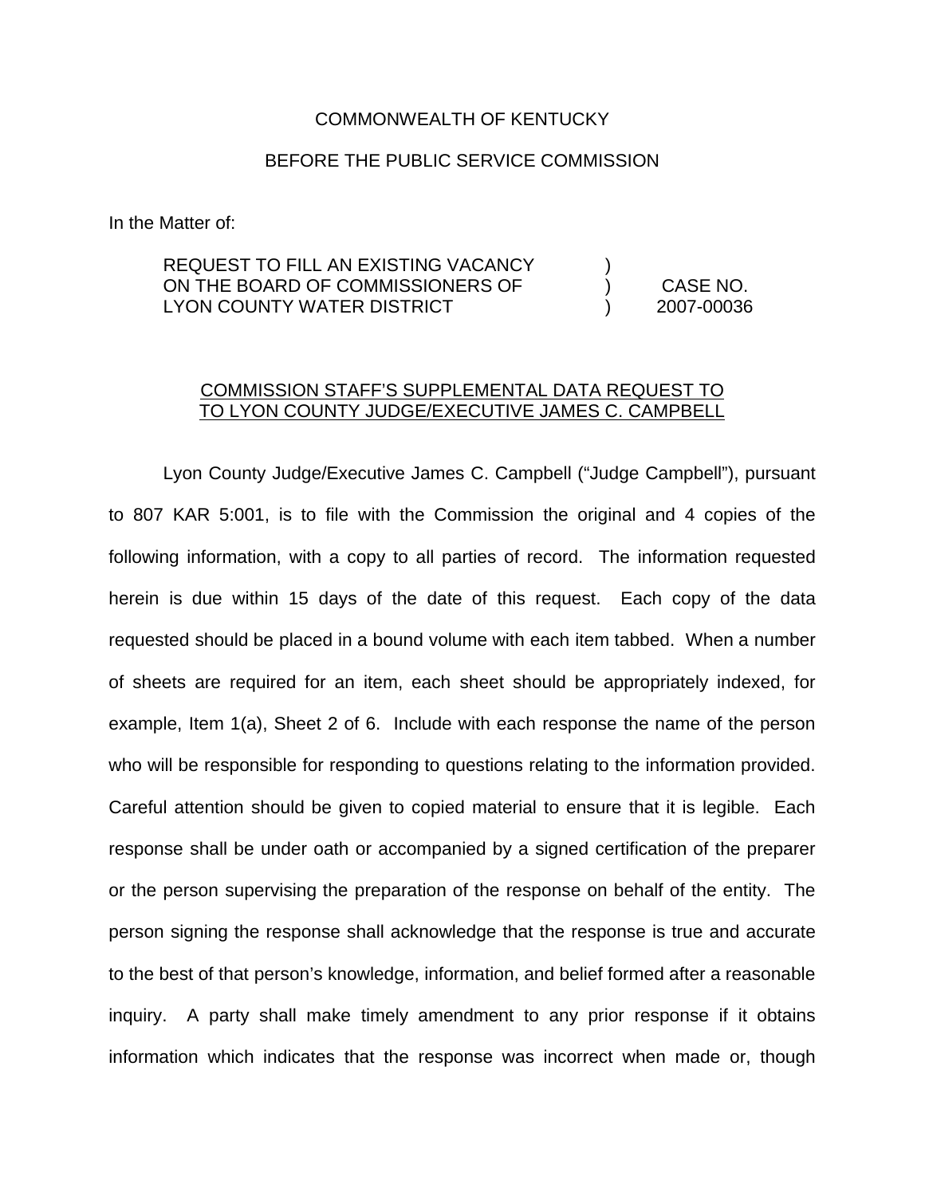COMMONWEALTH OF KENTUCKY

BEFORE THE PUBLIC SERVICE COMMISSION

In the Matter of:

| | | |
|---|---|---|
| REQUEST TO FILL AN EXISTING VACANCY ON THE BOARD OF COMMISSIONERS OF LYON COUNTY WATER DISTRICT | ) ) ) | CASE NO. 2007-00036 |

<u>COMMISSION STAFF'S SUPPLEMENTAL DATA REQUEST TO TO LYON COUNTY JUDGE/EXECUTIVE JAMES C. CAMPBELL</u>

Lyon County Judge/Executive James C. Campbell ("Judge Campbell"), pursuant to 807 KAR 5:001, is to file with the Commission the original and 4 copies of the following information, with a copy to all parties of record. The information requested herein is due within 15 days of the date of this request. Each copy of the data requested should be placed in a bound volume with each item tabbed. When a number of sheets are required for an item, each sheet should be appropriately indexed, for example, Item 1(a), Sheet 2 of 6. Include with each response the name of the person who will be responsible for responding to questions relating to the information provided. Careful attention should be given to copied material to ensure that it is legible. Each response shall be under oath or accompanied by a signed certification of the preparer or the person supervising the preparation of the response on behalf of the entity. The person signing the response shall acknowledge that the response is true and accurate to the best of that person's knowledge, information, and belief formed after a reasonable inquiry. A party shall make timely amendment to any prior response if it obtains information which indicates that the response was incorrect when made or, though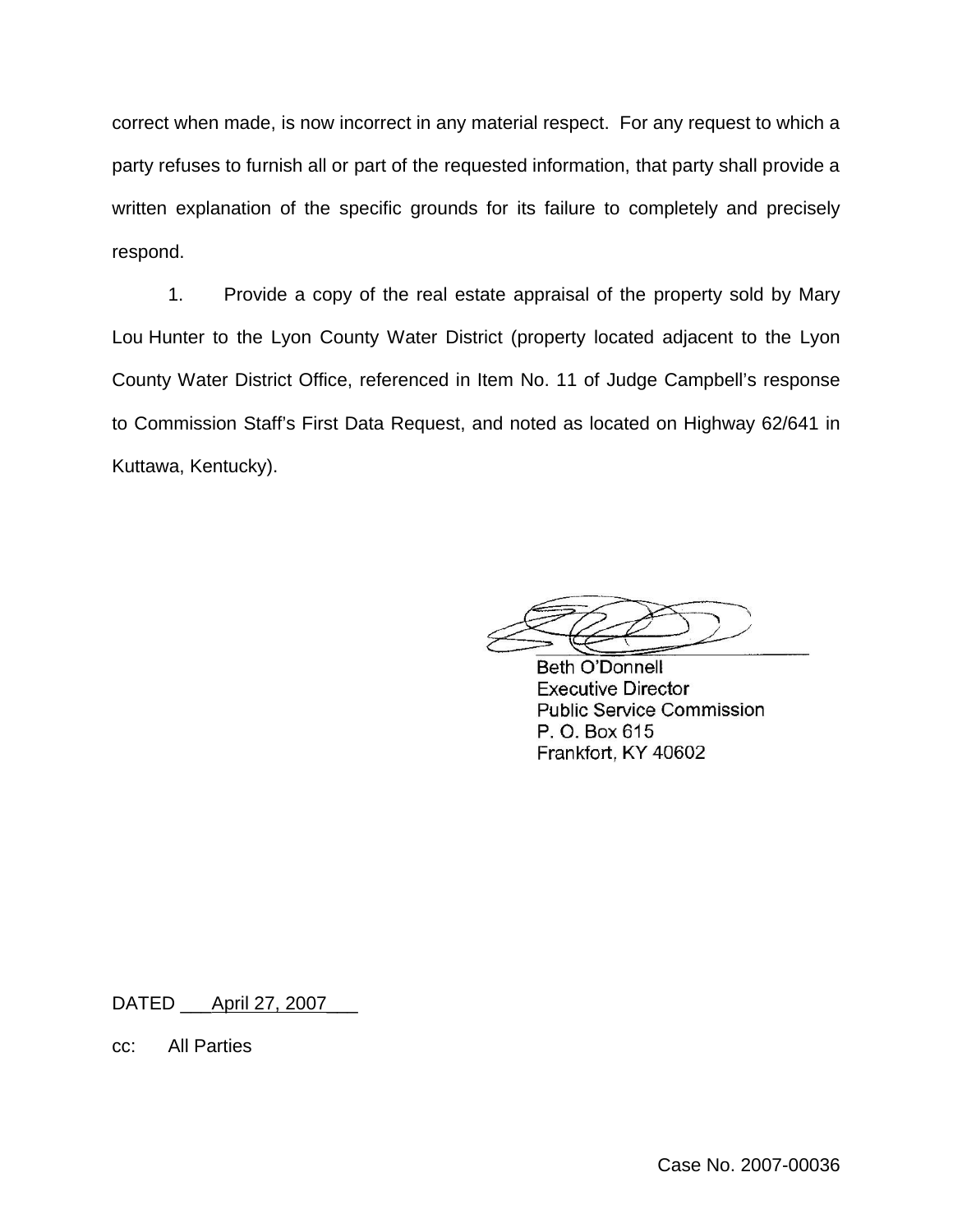correct when made, is now incorrect in any material respect. For any request to which a party refuses to furnish all or part of the requested information, that party shall provide a written explanation of the specific grounds for its failure to completely and precisely respond.

1. Provide a copy of the real estate appraisal of the property sold by Mary Lou Hunter to the Lyon County Water District (property located adjacent to the Lyon County Water District Office, referenced in Item No. 11 of Judge Campbell's response to Commission Staff's First Data Request, and noted as located on Highway 62/641 in Kuttawa, Kentucky).

Beth O'Donnell
Executive Director
Public Service Commission
P. O. Box 615
Frankfort, KY 40602

DATED April 27, 2007

cc: All Parties

Case No. 2007-00036